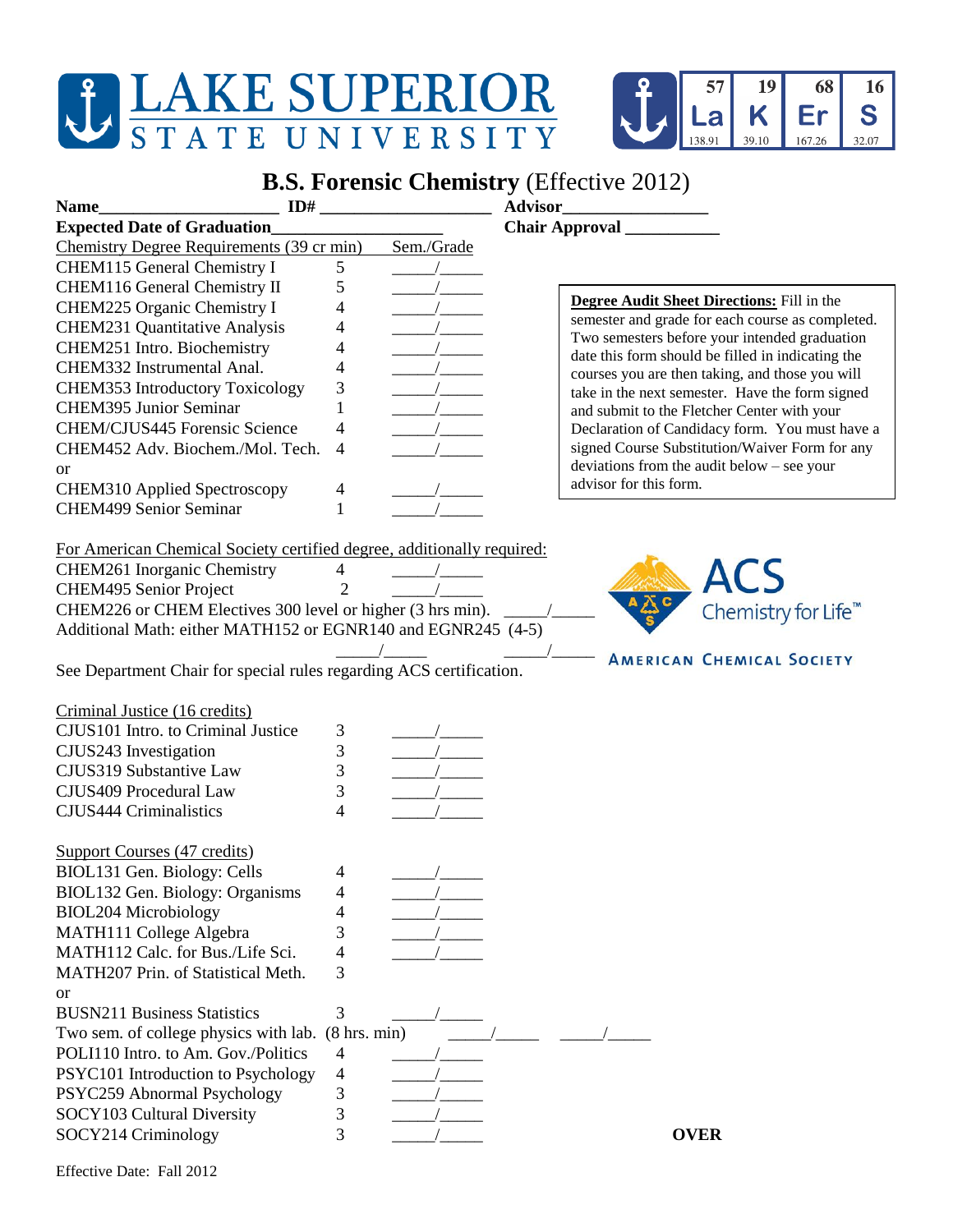# LAKE SUPERIOR STATE UNIVERSITY

| 57 | 19 | 68 | 16 |
|---|---|---|---|
| La | K | Er | S |
| 138.91 | 39.10 | 167.26 | 32.07 |

## B.S. Forensic Chemistry (Effective 2012)

**Name**____________________ **ID#** ____________________ **Advisor**________________

**Expected Date of Graduation**____________________ **Chair Approval** __________

| Chemistry Degree Requirements (39 cr min) | | Sem./Grade |
|---|---|---|
| CHEM115 General Chemistry I | 5 | _____/_____ |
| CHEM116 General Chemistry II | 5 | _____/_____ |
| CHEM225 Organic Chemistry I | 4 | _____/_____ |
| CHEM231 Quantitative Analysis | 4 | _____/_____ |
| CHEM251 Intro. Biochemistry | 4 | _____/_____ |
| CHEM332 Instrumental Anal. | 4 | _____/_____ |
| CHEM353 Introductory Toxicology | 3 | _____/_____ |
| CHEM395 Junior Seminar | 1 | _____/_____ |
| CHEM/CJUS445 Forensic Science | 4 | _____/_____ |
| CHEM452 Adv. Biochem./Mol. Tech. | 4 | _____/_____ |
| or | | |
| CHEM310 Applied Spectroscopy | 4 | _____/_____ |
| CHEM499 Senior Seminar | 1 | _____/_____ |

**Degree Audit Sheet Directions:** Fill in the semester and grade for each course as completed. Two semesters before your intended graduation date this form should be filled in indicating the courses you are then taking, and those you will take in the next semester. Have the form signed and submit to the Fletcher Center with your Declaration of Candidacy form. You must have a signed Course Substitution/Waiver Form for any deviations from the audit below – see your advisor for this form.

For American Chemical Society certified degree, additionally required:

| | | |
|---|---|---|
| CHEM261 Inorganic Chemistry | 4 | _____/_____ |
| CHEM495 Senior Project | 2 | _____/_____ |

CHEM226 or CHEM Electives 300 level or higher (3 hrs min). _____/_____

Additional Math: either MATH152 or EGNR140 and EGNR245 (4-5) _____/_____ _____/_____

See Department Chair for special rules regarding ACS certification.

ACS Chemistry for Life™ AMERICAN CHEMICAL SOCIETY

| Criminal Justice (16 credits) | | |
|---|---|---|
| CJUS101 Intro. to Criminal Justice | 3 | _____/_____ |
| CJUS243 Investigation | 3 | _____/_____ |
| CJUS319 Substantive Law | 3 | _____/_____ |
| CJUS409 Procedural Law | 3 | _____/_____ |
| CJUS444 Criminalistics | 4 | _____/_____ |

| Support Courses (47 credits) | | |
|---|---|---|
| BIOL131 Gen. Biology: Cells | 4 | _____/_____ |
| BIOL132 Gen. Biology: Organisms | 4 | _____/_____ |
| BIOL204 Microbiology | 4 | _____/_____ |
| MATH111 College Algebra | 3 | _____/_____ |
| MATH112 Calc. for Bus./Life Sci. | 4 | _____/_____ |
| MATH207 Prin. of Statistical Meth. | 3 | |
| or | | |
| BUSN211 Business Statistics | 3 | _____/_____ |
| Two sem. of college physics with lab. | (8 hrs. min) | _____/_____ _____/_____ |
| POLI110 Intro. to Am. Gov./Politics | 4 | _____/_____ |
| PSYC101 Introduction to Psychology | 4 | _____/_____ |
| PSYC259 Abnormal Psychology | 3 | _____/_____ |
| SOCY103 Cultural Diversity | 3 | _____/_____ |
| SOCY214 Criminology | 3 | _____/_____ |

**OVER**

Effective Date: Fall 2012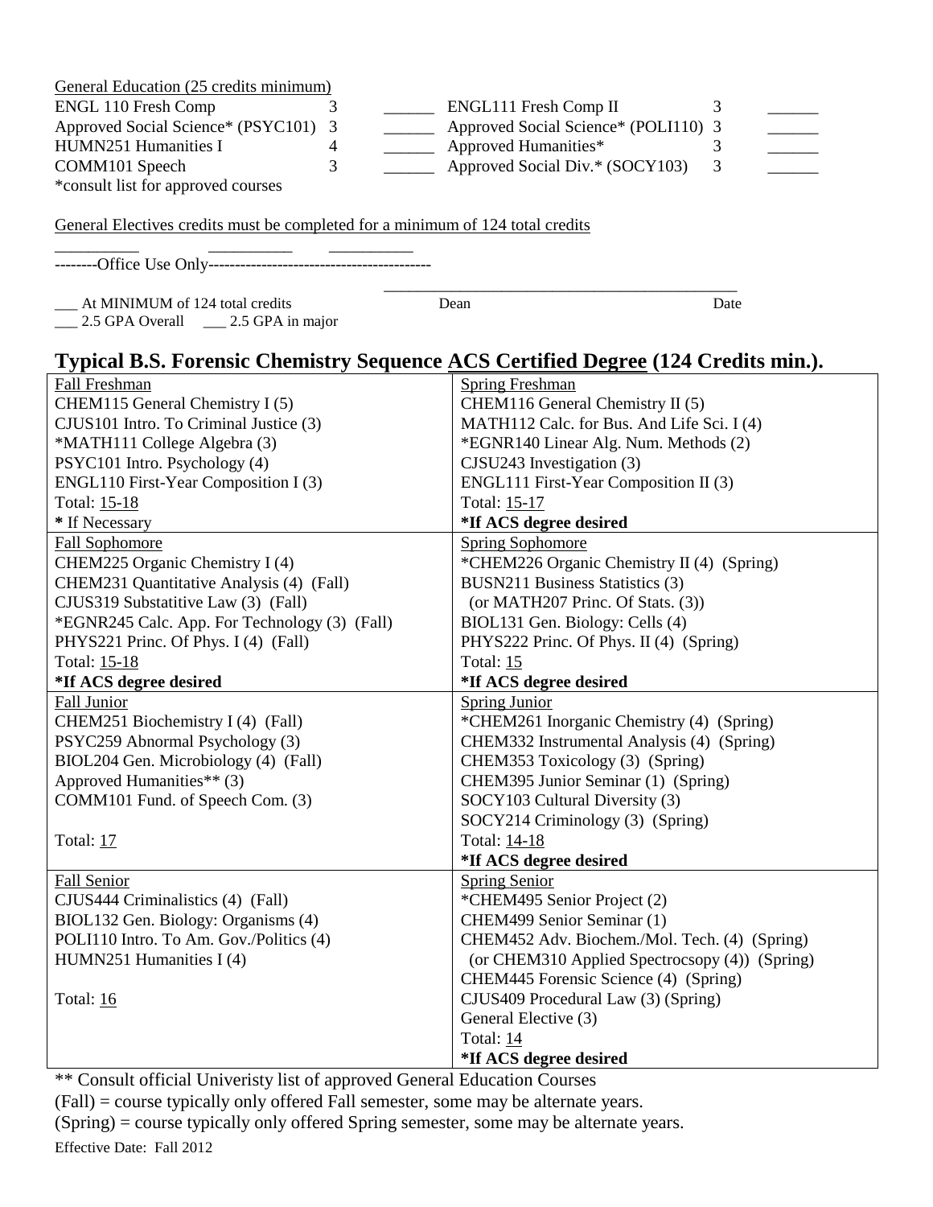General Education (25 credits minimum)

| | | | | | |
|---|---|---|---|---|---|
| ENGL 110 Fresh Comp | 3 | ______ | ENGL111 Fresh Comp II | 3 | ______ |
| Approved Social Science* (PSYC101) | 3 | ______ | Approved Social Science* (POLI110) | 3 | ______ |
| HUMN251 Humanities I | 4 | ______ | Approved Humanities* | 3 | ______ |
| COMM101 Speech | 3 | ______ | Approved Social Div.* (SOCY103) | 3 | ______ |

*consult list for approved courses

General Electives credits must be completed for a minimum of 124 total credits

__________ __________ __________

--------Office Use Only------------------------------------------

___ At MINIMUM of 124 total credits

___ 2.5 GPA Overall ___ 2.5 GPA in major

_____________________________________________

Dean Date

## Typical B.S. Forensic Chemistry Sequence ACS Certified Degree (124 Credits min.).

| | |
|---|---|
| Fall Freshman | Spring Freshman |
| CHEM115 General Chemistry I (5) | CHEM116 General Chemistry II (5) |
| CJUS101 Intro. To Criminal Justice (3) | MATH112 Calc. for Bus. And Life Sci. I (4) |
| *MATH111 College Algebra (3) | *EGNR140 Linear Alg. Num. Methods (2) |
| PSYC101 Intro. Psychology (4) | CJSU243 Investigation (3) |
| ENGL110 First-Year Composition I (3) | ENGL111 First-Year Composition II (3) |
| Total: 15-18 | Total: 15-17 |
| **\* If Necessary** | **\*If ACS degree desired** |
| Fall Sophomore | Spring Sophomore |
| CHEM225 Organic Chemistry I (4) | *CHEM226 Organic Chemistry II (4) (Spring) |
| CHEM231 Quantitative Analysis (4) (Fall) | BUSN211 Business Statistics (3) (or MATH207 Princ. Of Stats. (3)) |
| CJUS319 Substatitive Law (3) (Fall) | BIOL131 Gen. Biology: Cells (4) |
| *EGNR245 Calc. App. For Technology (3) (Fall) | PHYS222 Princ. Of Phys. II (4) (Spring) |
| PHYS221 Princ. Of Phys. I (4) (Fall) | Total: 15 |
| Total: 15-18 | **\*If ACS degree desired** |
| **\*If ACS degree desired** | |
| Fall Junior | Spring Junior |
| CHEM251 Biochemistry I (4) (Fall) | *CHEM261 Inorganic Chemistry (4) (Spring) |
| PSYC259 Abnormal Psychology (3) | CHEM332 Instrumental Analysis (4) (Spring) |
| BIOL204 Gen. Microbiology (4) (Fall) | CHEM353 Toxicology (3) (Spring) |
| Approved Humanities** (3) | CHEM395 Junior Seminar (1) (Spring) |
| COMM101 Fund. of Speech Com. (3) | SOCY103 Cultural Diversity (3) |
| | SOCY214 Criminology (3) (Spring) |
| Total: 17 | Total: 14-18 |
| | **\*If ACS degree desired** |
| Fall Senior | Spring Senior |
| CJUS444 Criminalistics (4) (Fall) | *CHEM495 Senior Project (2) |
| BIOL132 Gen. Biology: Organisms (4) | CHEM499 Senior Seminar (1) |
| POLI110 Intro. To Am. Gov./Politics (4) | CHEM452 Adv. Biochem./Mol. Tech. (4) (Spring) (or CHEM310 Applied Spectrocsopy (4)) (Spring) |
| HUMN251 Humanities I (4) | CHEM445 Forensic Science (4) (Spring) |
| Total: 16 | CJUS409 Procedural Law (3) (Spring) |
| | General Elective (3) |
| | Total: 14 |
| | **\*If ACS degree desired** |

** Consult official Univeristy list of approved General Education Courses

(Fall) = course typically only offered Fall semester, some may be alternate years.

(Spring) = course typically only offered Spring semester, some may be alternate years.

Effective Date: Fall 2012